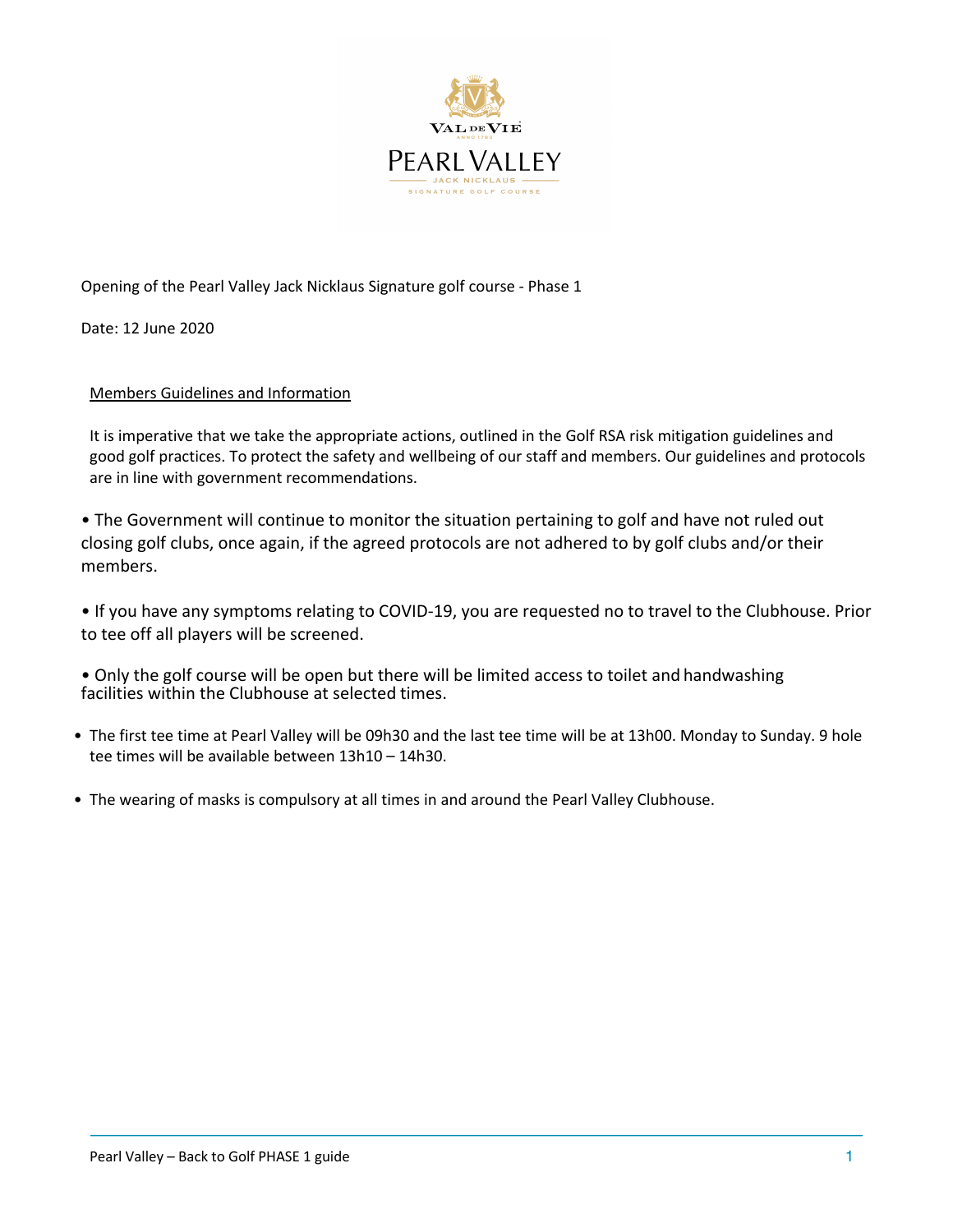VAL DE VIE

PEARL VALLEY

JACK NICKLAUS

SIGNATURE GOLF COURSE

Opening of the Pearl Valley Jack Nicklaus Signature golf course - Phase 1

Date: 12 June 2020

Members Guidelines and Information

It is imperative that we take the appropriate actions, outlined in the Golf RSA risk mitigation guidelines and good golf practices. To protect the safety and wellbeing of our staff and members. Our guidelines and protocols are in line with government recommendations.

- The Government will continue to monitor the situation pertaining to golf and have not ruled out closing golf clubs, once again, if the agreed protocols are not adhered to by golf clubs and/or their members.

- If you have any symptoms relating to COVID-19, you are requested no to travel to the Clubhouse. Prior to tee off all players will be screened.

- Only the golf course will be open but there will be limited access to toilet and handwashing facilities within the Clubhouse at selected times.

- The first tee time at Pearl Valley will be 09h30 and the last tee time will be at 13h00. Monday to Sunday. 9 hole tee times will be available between 13h10 – 14h30.

- The wearing of masks is compulsory at all times in and around the Pearl Valley Clubhouse.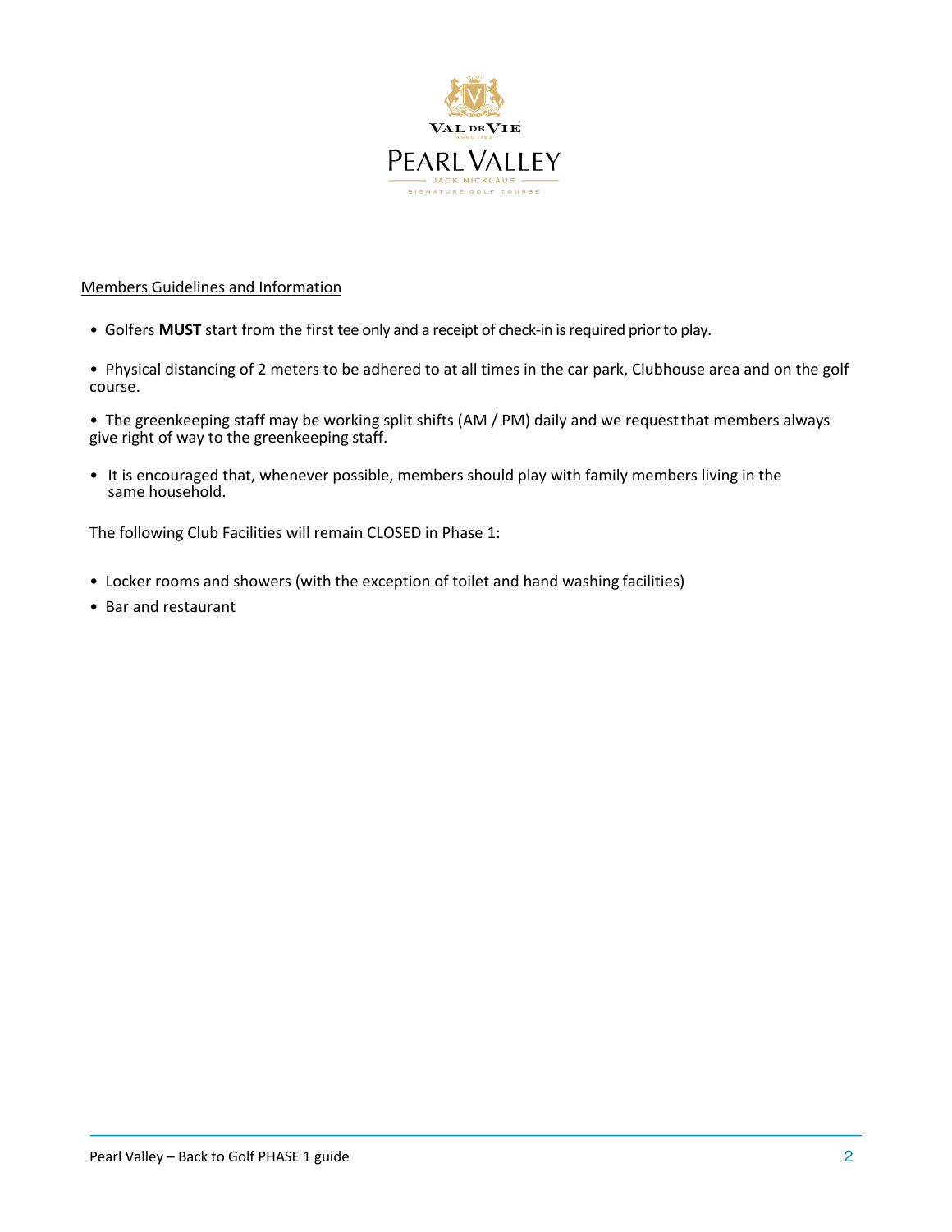Members Guidelines and Information

- Golfers **MUST** start from the first tee only and a receipt of check-in is required prior to play.

- Physical distancing of 2 meters to be adhered to at all times in the car park, Clubhouse area and on the golf course.

- The greenkeeping staff may be working split shifts (AM / PM) daily and we request that members always give right of way to the greenkeeping staff.

- It is encouraged that, whenever possible, members should play with family members living in the same household.

The following Club Facilities will remain CLOSED in Phase 1:

- Locker rooms and showers (with the exception of toilet and hand washing facilities)
- Bar and restaurant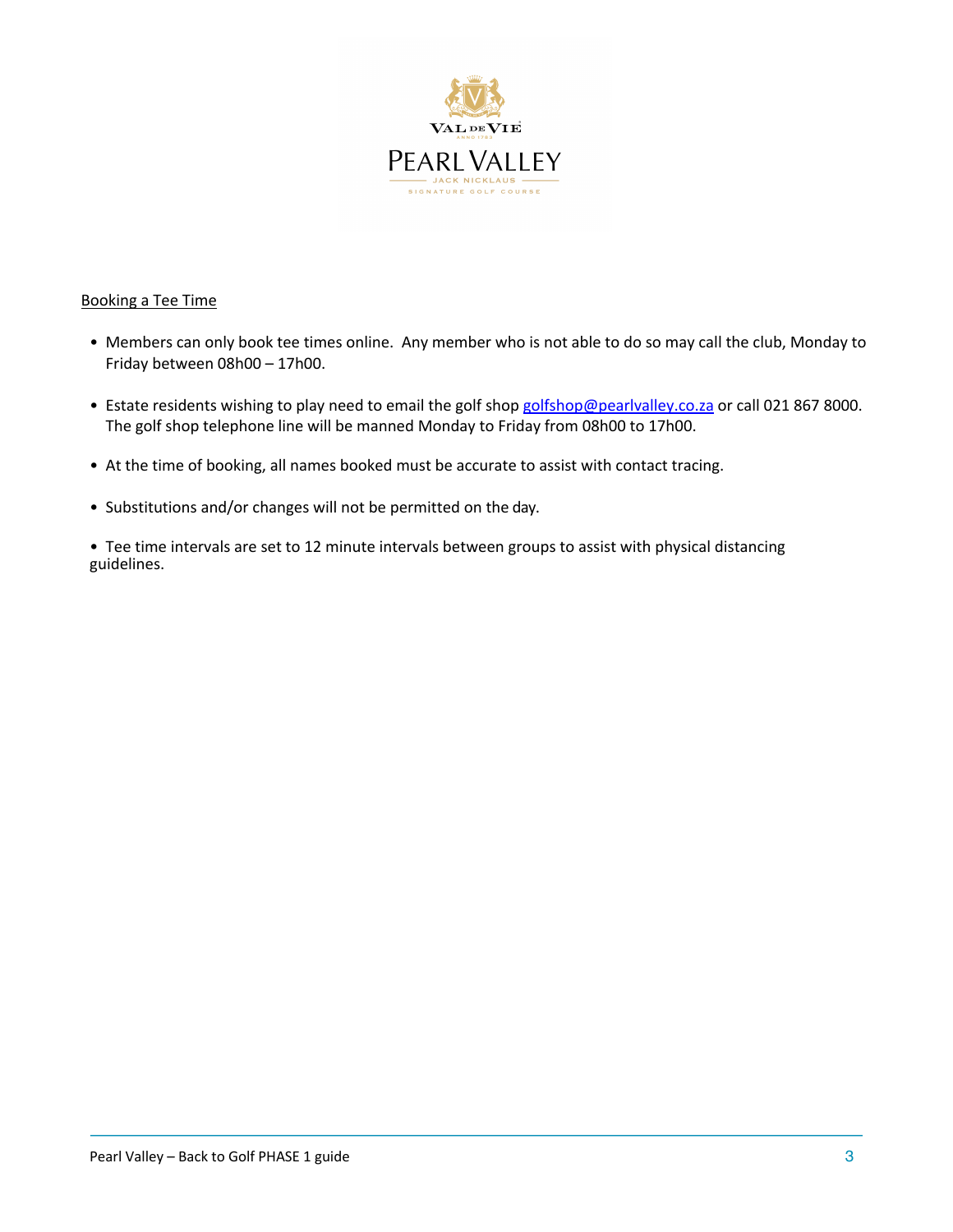## Booking a Tee Time

- Members can only book tee times online. Any member who is not able to do so may call the club, Monday to Friday between 08h00 – 17h00.
- Estate residents wishing to play need to email the golf shop golfshop@pearlvalley.co.za or call 021 867 8000. The golf shop telephone line will be manned Monday to Friday from 08h00 to 17h00.
- At the time of booking, all names booked must be accurate to assist with contact tracing.
- Substitutions and/or changes will not be permitted on the day.
- Tee time intervals are set to 12 minute intervals between groups to assist with physical distancing guidelines.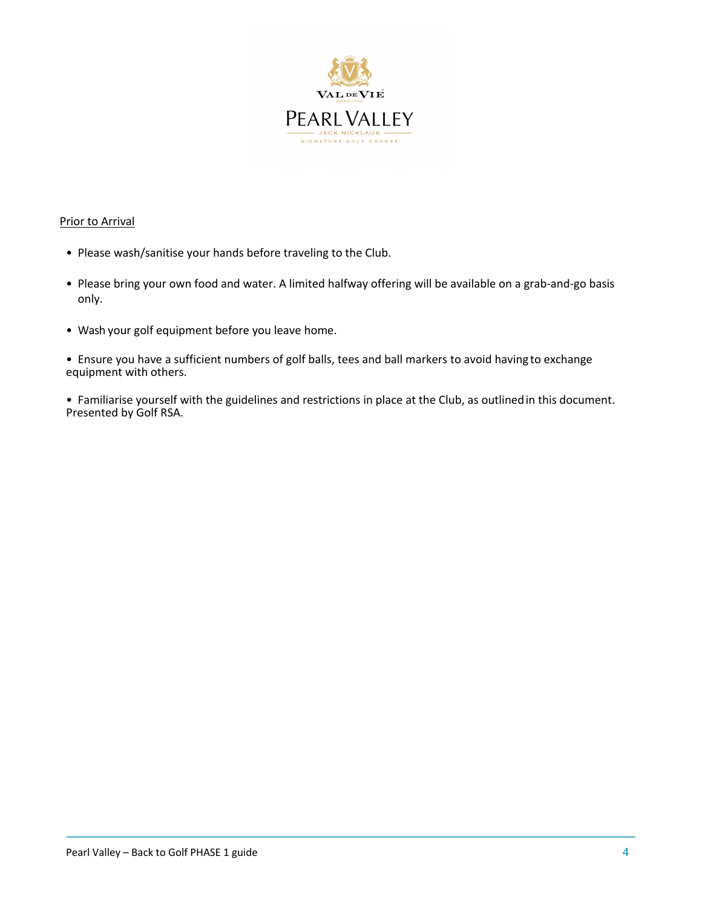Prior to Arrival

- Please wash/sanitise your hands before traveling to the Club.
- Please bring your own food and water. A limited halfway offering will be available on a grab-and-go basis only.
- Wash your golf equipment before you leave home.
- Ensure you have a sufficient numbers of golf balls, tees and ball markers to avoid having to exchange equipment with others.
- Familiarise yourself with the guidelines and restrictions in place at the Club, as outlined in this document. Presented by Golf RSA.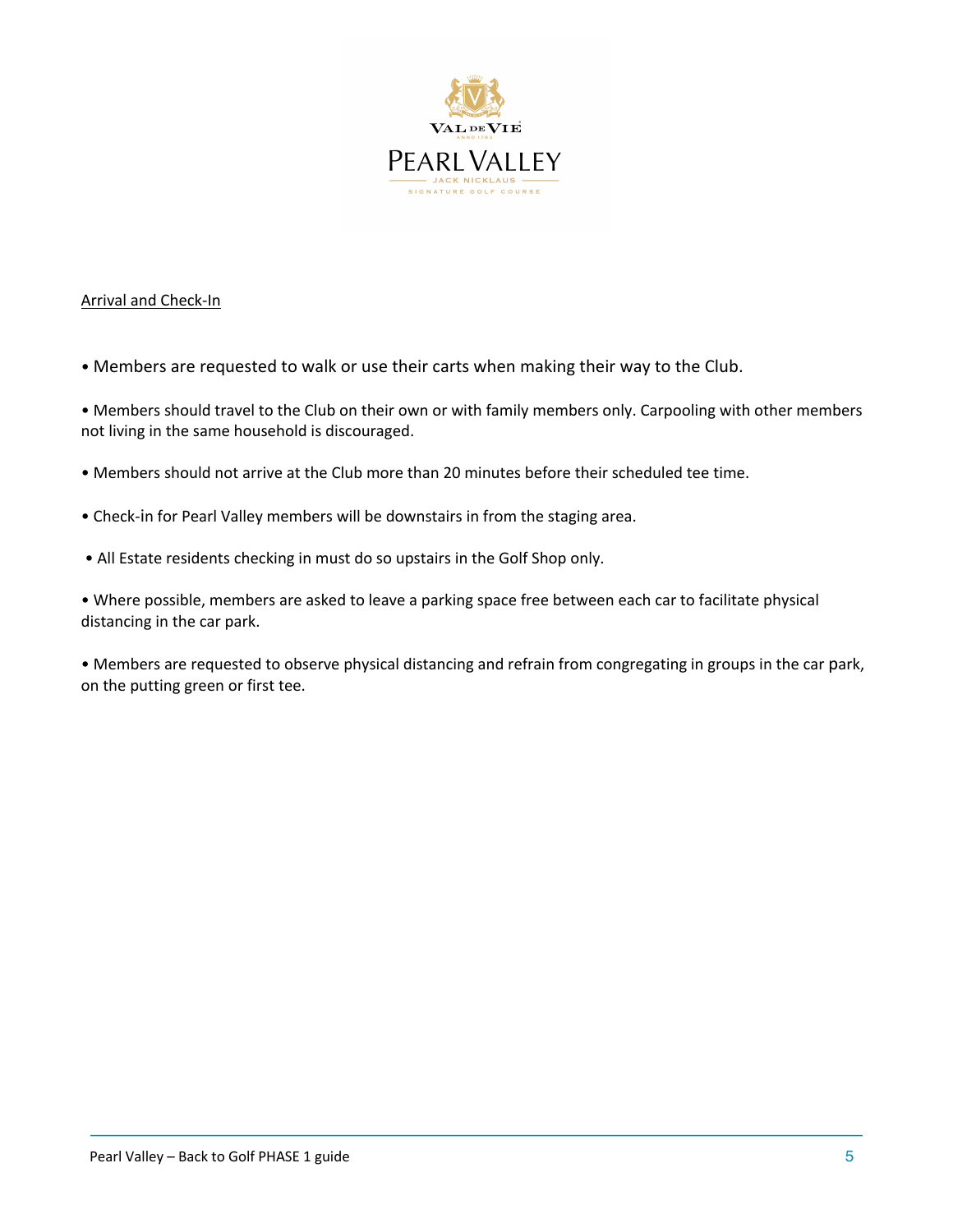## Arrival and Check-In

- Members are requested to walk or use their carts when making their way to the Club.
- Members should travel to the Club on their own or with family members only. Carpooling with other members not living in the same household is discouraged.
- Members should not arrive at the Club more than 20 minutes before their scheduled tee time.
- Check-in for Pearl Valley members will be downstairs in from the staging area.
- All Estate residents checking in must do so upstairs in the Golf Shop only.
- Where possible, members are asked to leave a parking space free between each car to facilitate physical distancing in the car park.
- Members are requested to observe physical distancing and refrain from congregating in groups in the car park, on the putting green or first tee.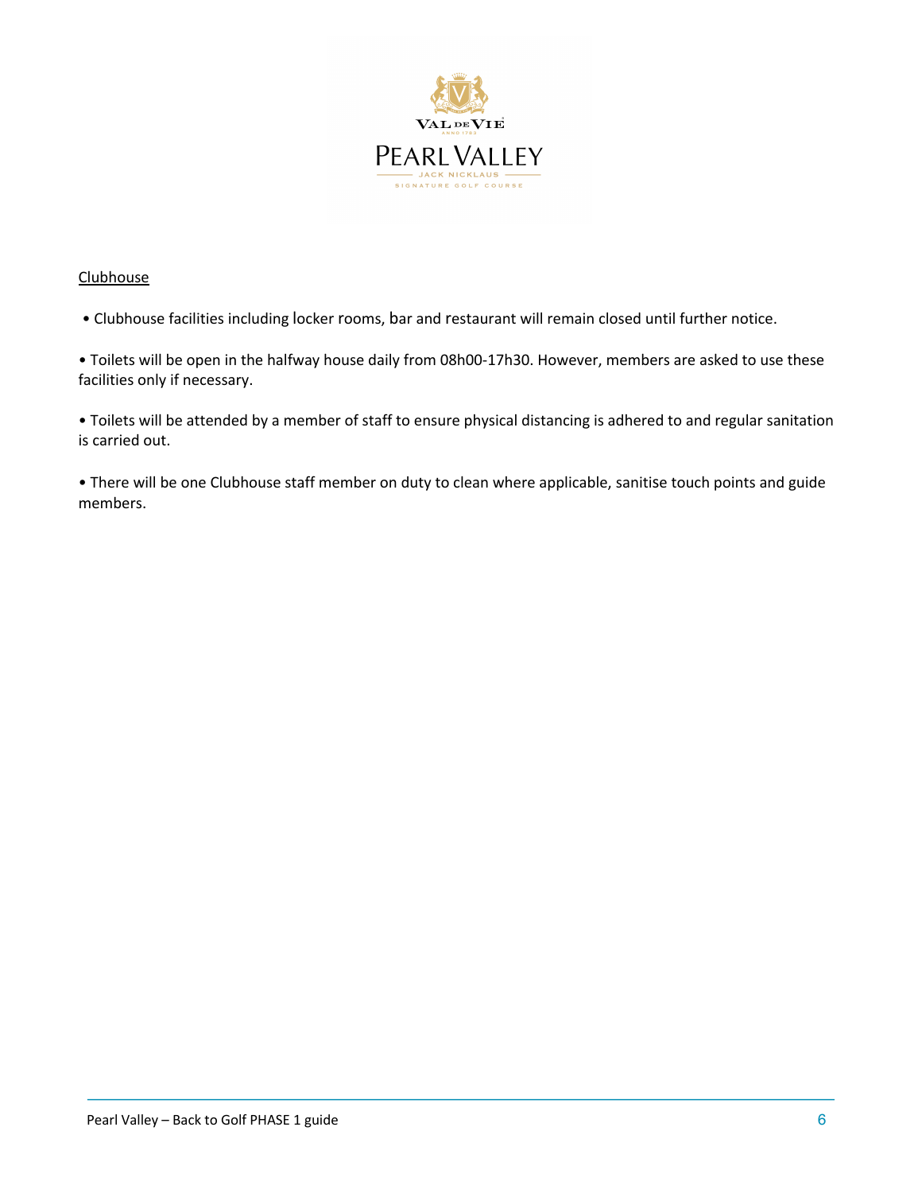Clubhouse

- Clubhouse facilities including locker rooms, bar and restaurant will remain closed until further notice.

- Toilets will be open in the halfway house daily from 08h00-17h30. However, members are asked to use these facilities only if necessary.

- Toilets will be attended by a member of staff to ensure physical distancing is adhered to and regular sanitation is carried out.

- There will be one Clubhouse staff member on duty to clean where applicable, sanitise touch points and guide members.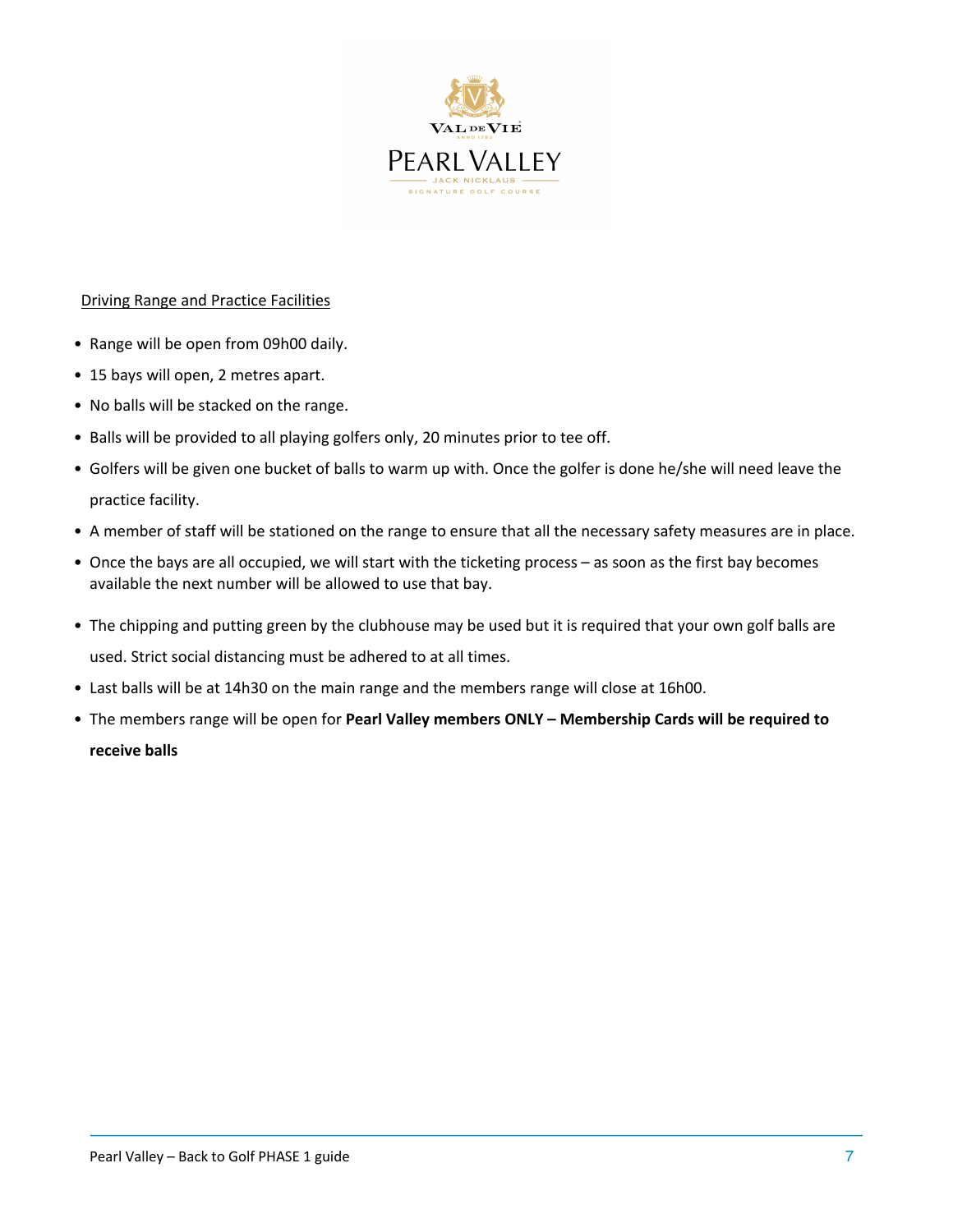## Driving Range and Practice Facilities

- Range will be open from 09h00 daily.
- 15 bays will open, 2 metres apart.
- No balls will be stacked on the range.
- Balls will be provided to all playing golfers only, 20 minutes prior to tee off.
- Golfers will be given one bucket of balls to warm up with. Once the golfer is done he/she will need leave the practice facility.
- A member of staff will be stationed on the range to ensure that all the necessary safety measures are in place.
- Once the bays are all occupied, we will start with the ticketing process – as soon as the first bay becomes available the next number will be allowed to use that bay.
- The chipping and putting green by the clubhouse may be used but it is required that your own golf balls are used. Strict social distancing must be adhered to at all times.
- Last balls will be at 14h30 on the main range and the members range will close at 16h00.
- The members range will be open for **Pearl Valley members ONLY – Membership Cards will be required to receive balls**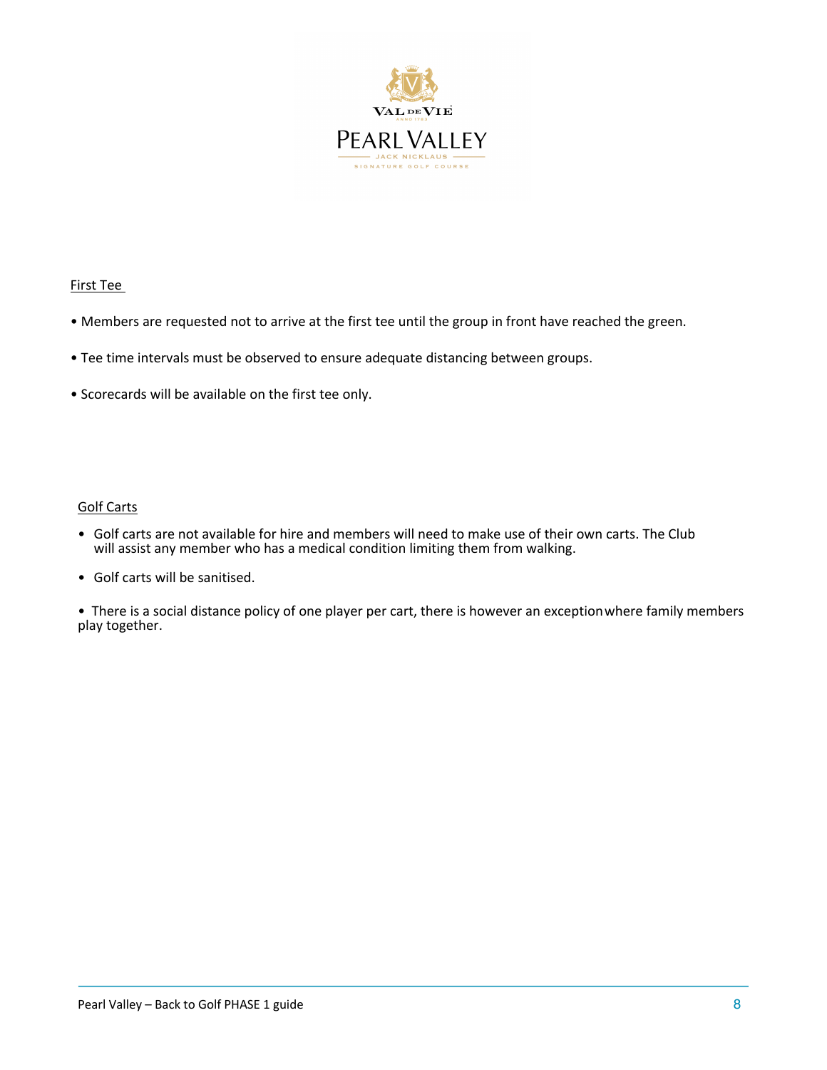First Tee

- Members are requested not to arrive at the first tee until the group in front have reached the green.
- Tee time intervals must be observed to ensure adequate distancing between groups.
- Scorecards will be available on the first tee only.

Golf Carts

- Golf carts are not available for hire and members will need to make use of their own carts. The Club will assist any member who has a medical condition limiting them from walking.
- Golf carts will be sanitised.
- There is a social distance policy of one player per cart, there is however an exception where family members play together.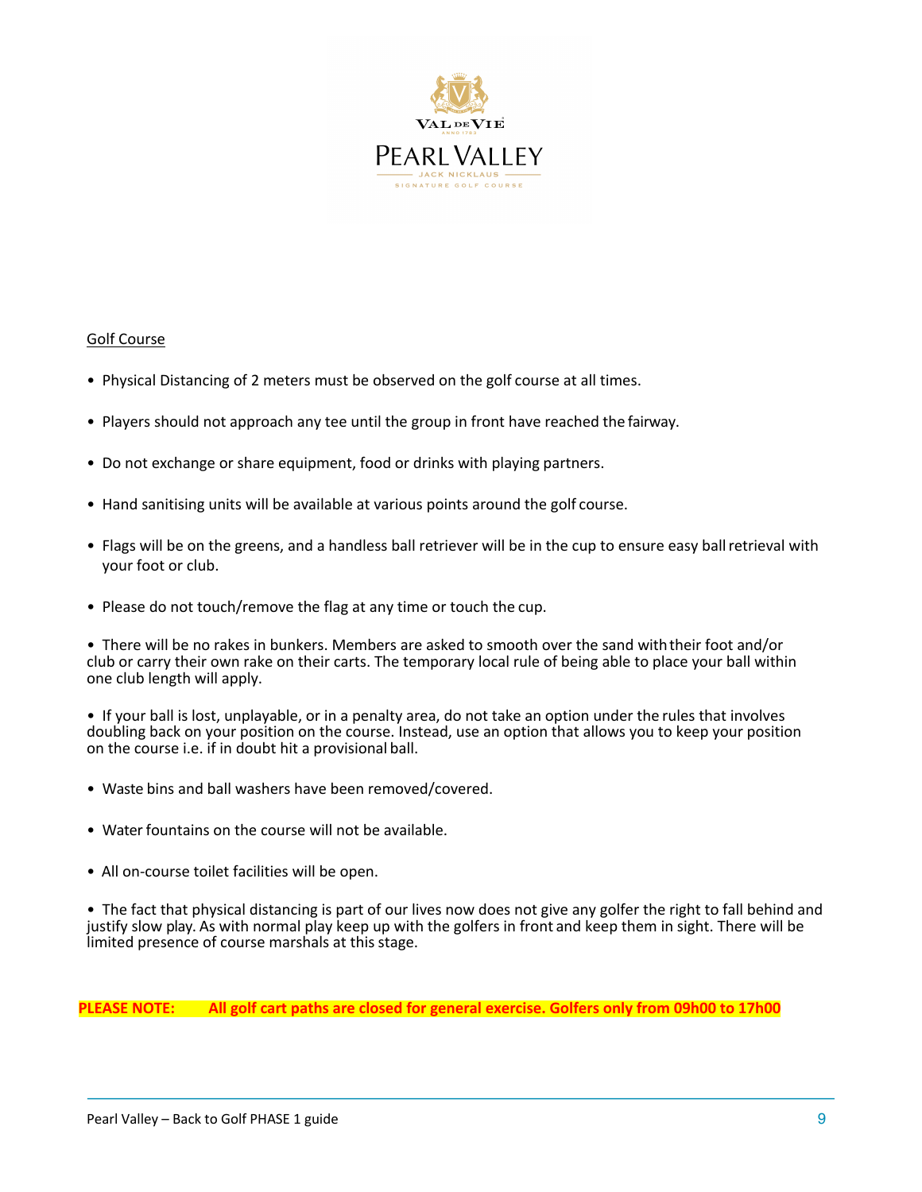## Golf Course

- Physical Distancing of 2 meters must be observed on the golf course at all times.
- Players should not approach any tee until the group in front have reached the fairway.
- Do not exchange or share equipment, food or drinks with playing partners.
- Hand sanitising units will be available at various points around the golf course.
- Flags will be on the greens, and a handless ball retriever will be in the cup to ensure easy ball retrieval with your foot or club.
- Please do not touch/remove the flag at any time or touch the cup.
- There will be no rakes in bunkers. Members are asked to smooth over the sand with their foot and/or club or carry their own rake on their carts. The temporary local rule of being able to place your ball within one club length will apply.
- If your ball is lost, unplayable, or in a penalty area, do not take an option under the rules that involves doubling back on your position on the course. Instead, use an option that allows you to keep your position on the course i.e. if in doubt hit a provisional ball.
- Waste bins and ball washers have been removed/covered.
- Water fountains on the course will not be available.
- All on-course toilet facilities will be open.
- The fact that physical distancing is part of our lives now does not give any golfer the right to fall behind and justify slow play. As with normal play keep up with the golfers in front and keep them in sight. There will be limited presence of course marshals at this stage.

**PLEASE NOTE: All golf cart paths are closed for general exercise. Golfers only from 09h00 to 17h00**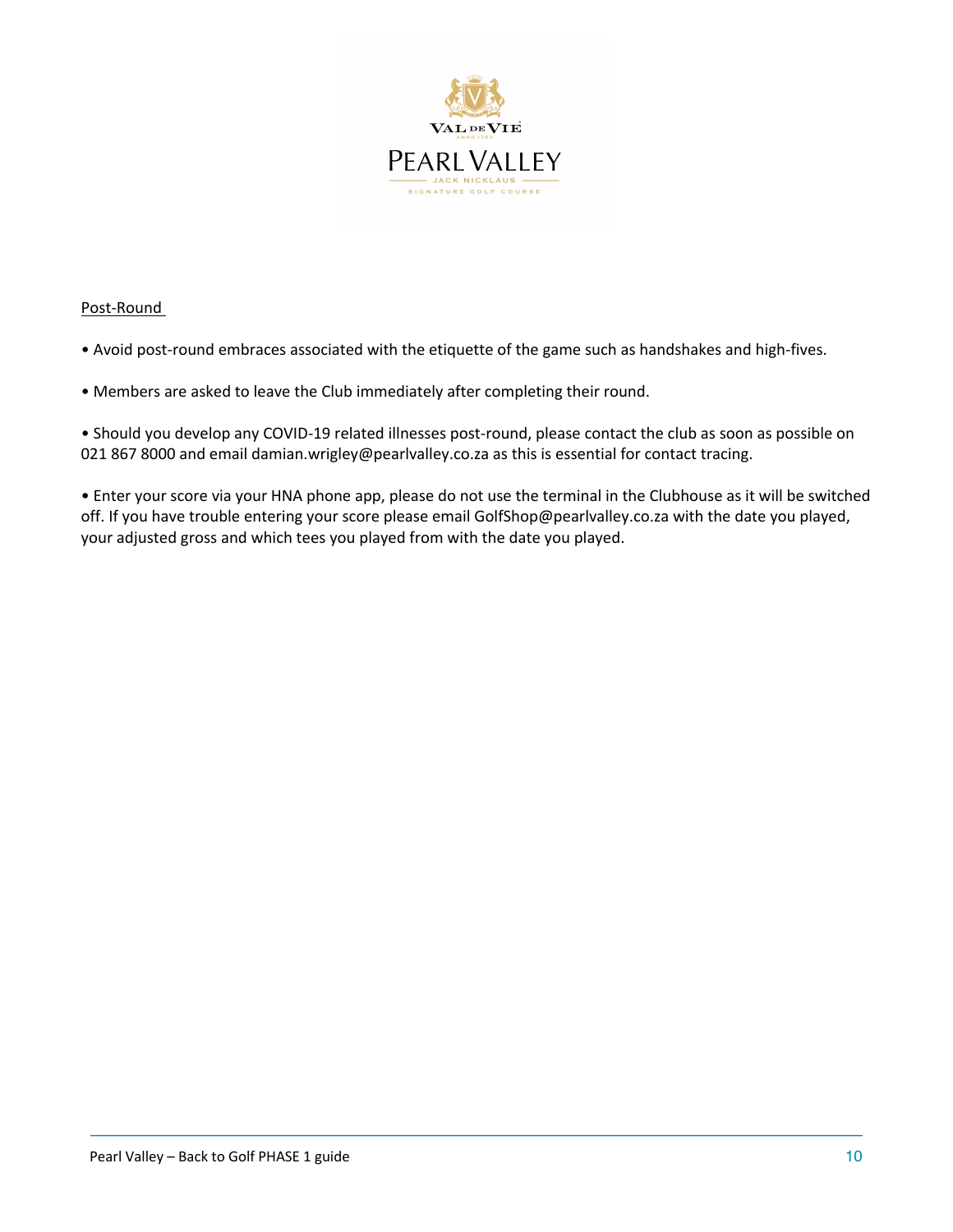Post-Round

- Avoid post-round embraces associated with the etiquette of the game such as handshakes and high-fives.

- Members are asked to leave the Club immediately after completing their round.

- Should you develop any COVID-19 related illnesses post-round, please contact the club as soon as possible on 021 867 8000 and email damian.wrigley@pearlvalley.co.za as this is essential for contact tracing.

- Enter your score via your HNA phone app, please do not use the terminal in the Clubhouse as it will be switched off. If you have trouble entering your score please email GolfShop@pearlvalley.co.za with the date you played, your adjusted gross and which tees you played from with the date you played.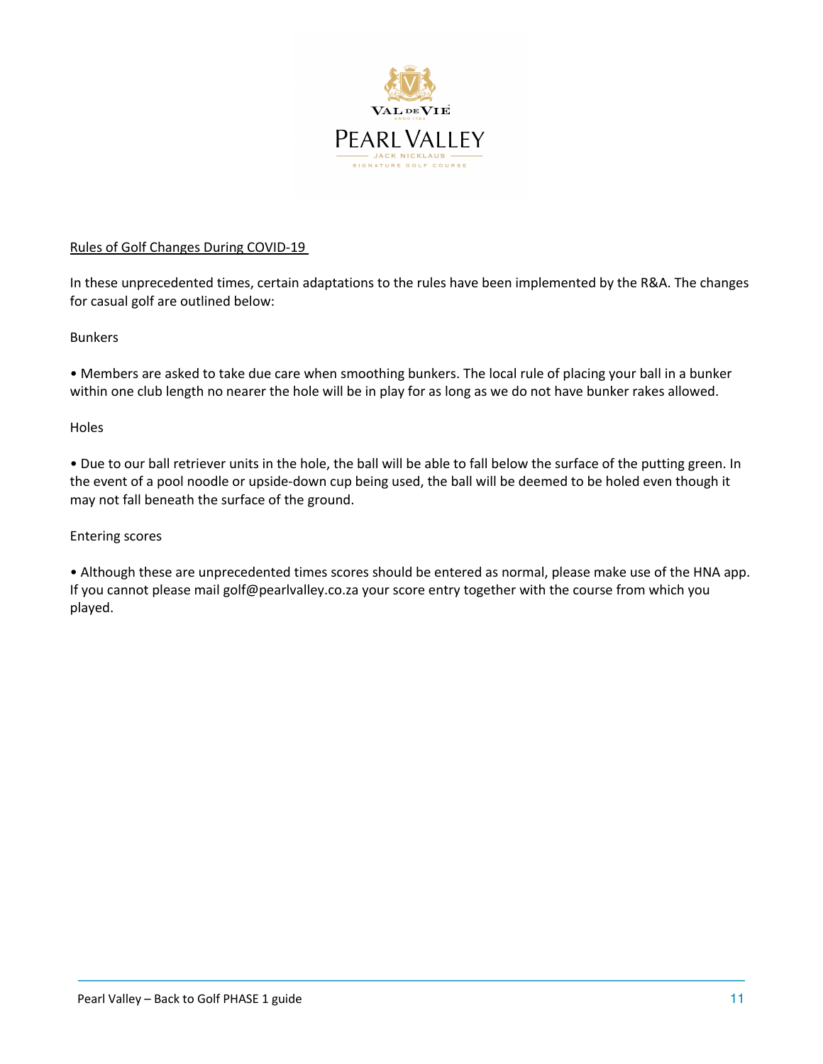## Rules of Golf Changes During COVID-19

In these unprecedented times, certain adaptations to the rules have been implemented by the R&A. The changes for casual golf are outlined below:

### Bunkers

- Members are asked to take due care when smoothing bunkers. The local rule of placing your ball in a bunker within one club length no nearer the hole will be in play for as long as we do not have bunker rakes allowed.

### Holes

- Due to our ball retriever units in the hole, the ball will be able to fall below the surface of the putting green. In the event of a pool noodle or upside-down cup being used, the ball will be deemed to be holed even though it may not fall beneath the surface of the ground.

### Entering scores

- Although these are unprecedented times scores should be entered as normal, please make use of the HNA app. If you cannot please mail golf@pearlvalley.co.za your score entry together with the course from which you played.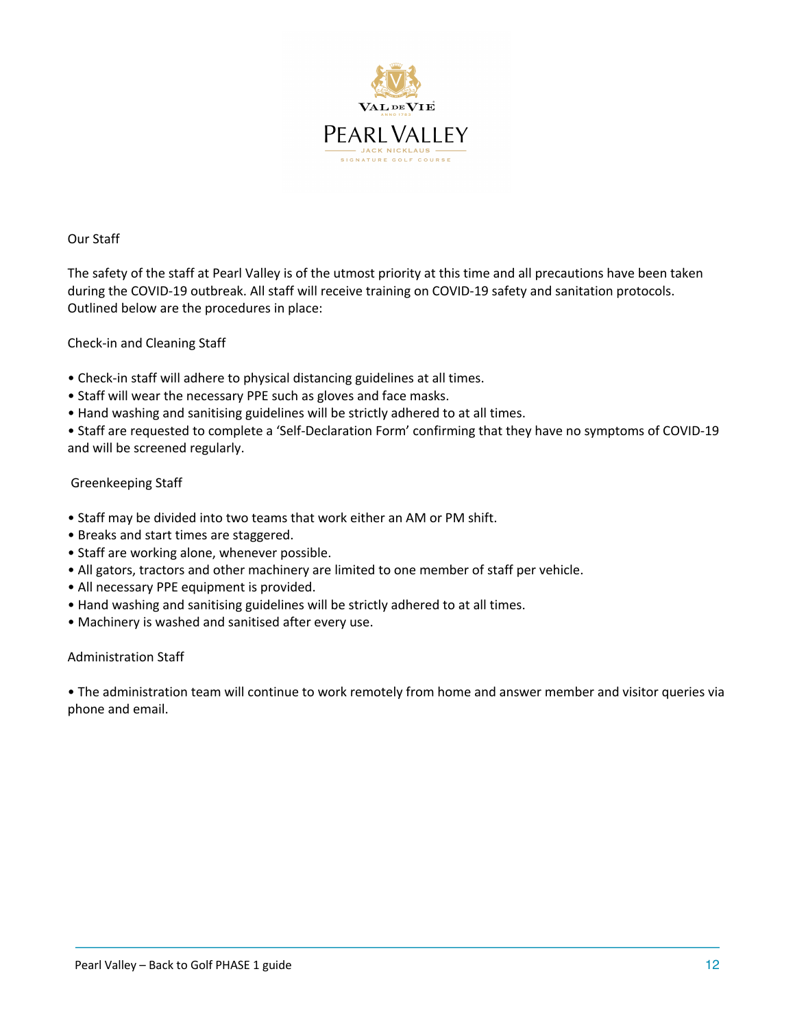## Our Staff

The safety of the staff at Pearl Valley is of the utmost priority at this time and all precautions have been taken during the COVID-19 outbreak. All staff will receive training on COVID-19 safety and sanitation protocols. Outlined below are the procedures in place:

### Check-in and Cleaning Staff

- Check-in staff will adhere to physical distancing guidelines at all times.
- Staff will wear the necessary PPE such as gloves and face masks.
- Hand washing and sanitising guidelines will be strictly adhered to at all times.
- Staff are requested to complete a 'Self-Declaration Form' confirming that they have no symptoms of COVID-19 and will be screened regularly.

### Greenkeeping Staff

- Staff may be divided into two teams that work either an AM or PM shift.
- Breaks and start times are staggered.
- Staff are working alone, whenever possible.
- All gators, tractors and other machinery are limited to one member of staff per vehicle.
- All necessary PPE equipment is provided.
- Hand washing and sanitising guidelines will be strictly adhered to at all times.
- Machinery is washed and sanitised after every use.

### Administration Staff

- The administration team will continue to work remotely from home and answer member and visitor queries via phone and email.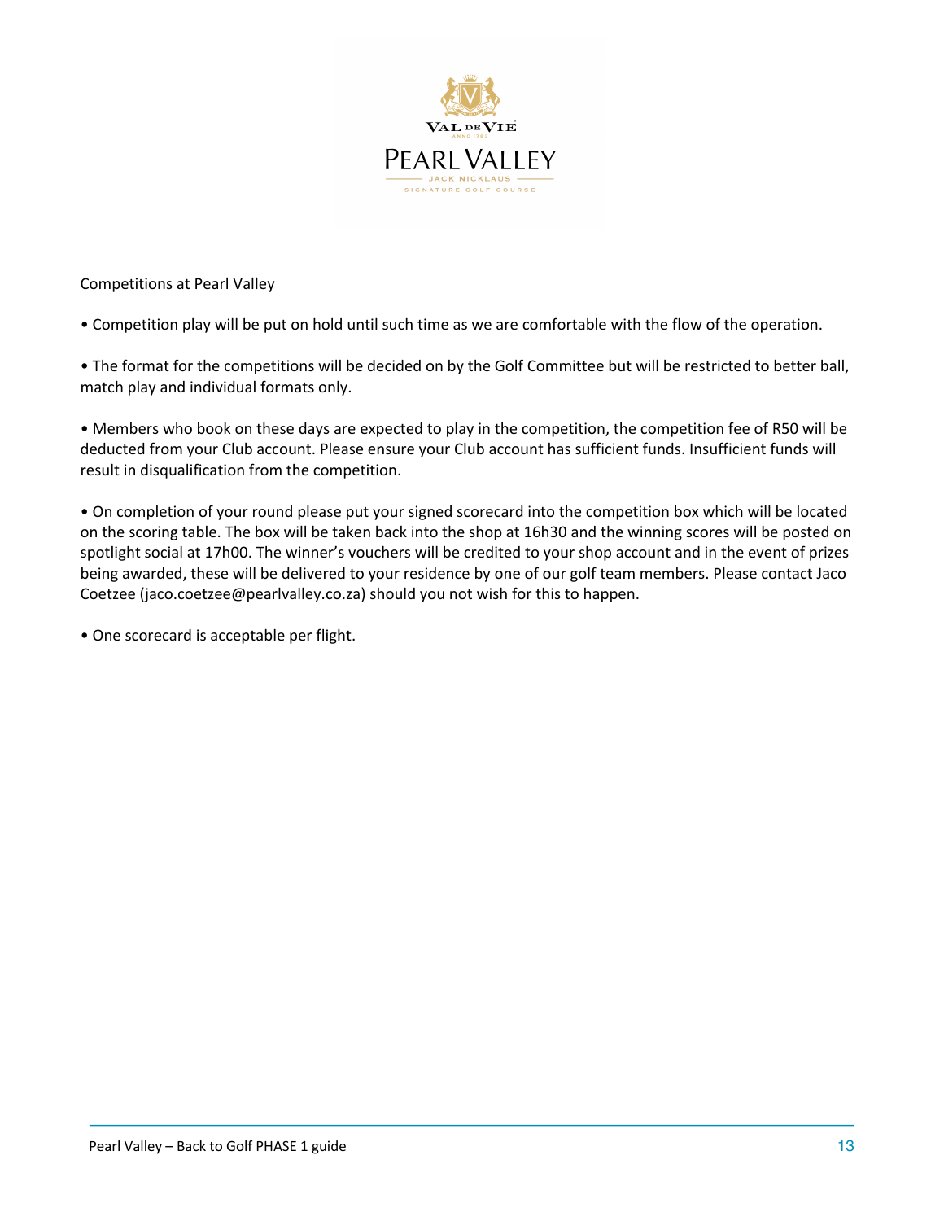Competitions at Pearl Valley

- Competition play will be put on hold until such time as we are comfortable with the flow of the operation.

- The format for the competitions will be decided on by the Golf Committee but will be restricted to better ball, match play and individual formats only.

- Members who book on these days are expected to play in the competition, the competition fee of R50 will be deducted from your Club account. Please ensure your Club account has sufficient funds. Insufficient funds will result in disqualification from the competition.

- On completion of your round please put your signed scorecard into the competition box which will be located on the scoring table. The box will be taken back into the shop at 16h30 and the winning scores will be posted on spotlight social at 17h00. The winner's vouchers will be credited to your shop account and in the event of prizes being awarded, these will be delivered to your residence by one of our golf team members. Please contact Jaco Coetzee (jaco.coetzee@pearlvalley.co.za) should you not wish for this to happen.

- One scorecard is acceptable per flight.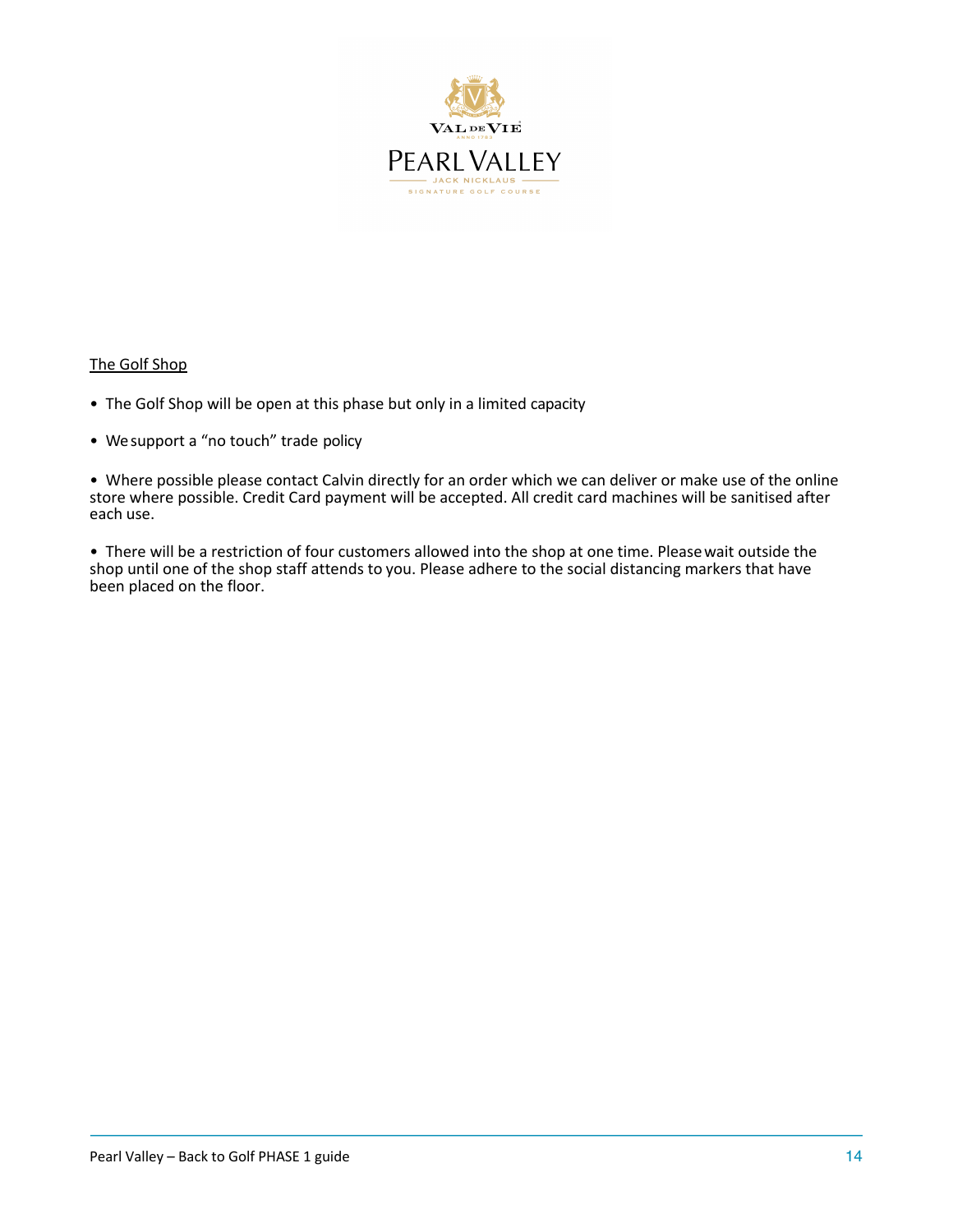## The Golf Shop

- The Golf Shop will be open at this phase but only in a limited capacity
- We support a "no touch" trade policy
- Where possible please contact Calvin directly for an order which we can deliver or make use of the online store where possible. Credit Card payment will be accepted. All credit card machines will be sanitised after each use.
- There will be a restriction of four customers allowed into the shop at one time. Please wait outside the shop until one of the shop staff attends to you. Please adhere to the social distancing markers that have been placed on the floor.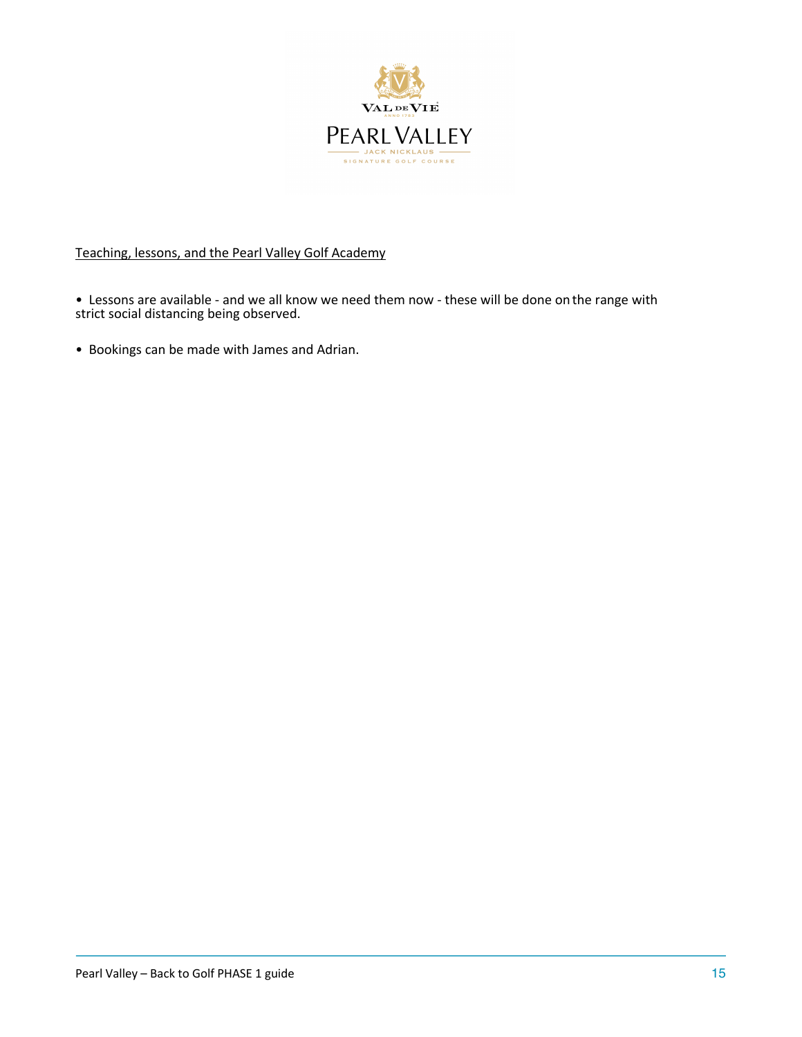Teaching, lessons, and the Pearl Valley Golf Academy

- Lessons are available - and we all know we need them now - these will be done on the range with strict social distancing being observed.

- Bookings can be made with James and Adrian.